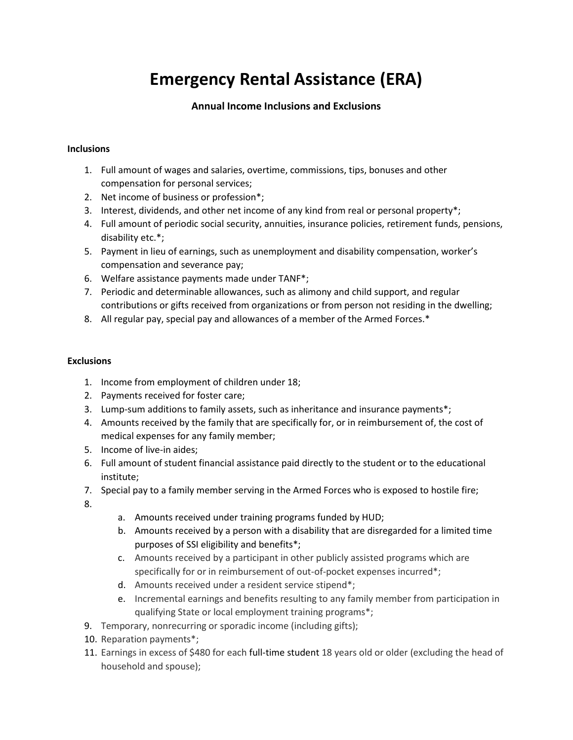# Emergency Rental Assistance (ERA)

### Annual Income Inclusions and Exclusions

**Inclusions**

1. Full amount of wages and salaries, overtime, commissions, tips, bonuses and other compensation for personal services;
2. Net income of business or profession*;
3. Interest, dividends, and other net income of any kind from real or personal property*;
4. Full amount of periodic social security, annuities, insurance policies, retirement funds, pensions, disability etc.*;
5. Payment in lieu of earnings, such as unemployment and disability compensation, worker's compensation and severance pay;
6. Welfare assistance payments made under TANF*;
7. Periodic and determinable allowances, such as alimony and child support, and regular contributions or gifts received from organizations or from person not residing in the dwelling;
8. All regular pay, special pay and allowances of a member of the Armed Forces.*

**Exclusions**

1. Income from employment of children under 18;
2. Payments received for foster care;
3. Lump-sum additions to family assets, such as inheritance and insurance payments*;
4. Amounts received by the family that are specifically for, or in reimbursement of, the cost of medical expenses for any family member;
5. Income of live-in aides;
6. Full amount of student financial assistance paid directly to the student or to the educational institute;
7. Special pay to a family member serving in the Armed Forces who is exposed to hostile fire;
8.
   a. Amounts received under training programs funded by HUD;
   b. Amounts received by a person with a disability that are disregarded for a limited time purposes of SSI eligibility and benefits*;
   c. Amounts received by a participant in other publicly assisted programs which are specifically for or in reimbursement of out-of-pocket expenses incurred*;
   d. Amounts received under a resident service stipend*;
   e. Incremental earnings and benefits resulting to any family member from participation in qualifying State or local employment training programs*;
9. Temporary, nonrecurring or sporadic income (including gifts);
10. Reparation payments*;
11. Earnings in excess of $480 for each full-time student 18 years old or older (excluding the head of household and spouse);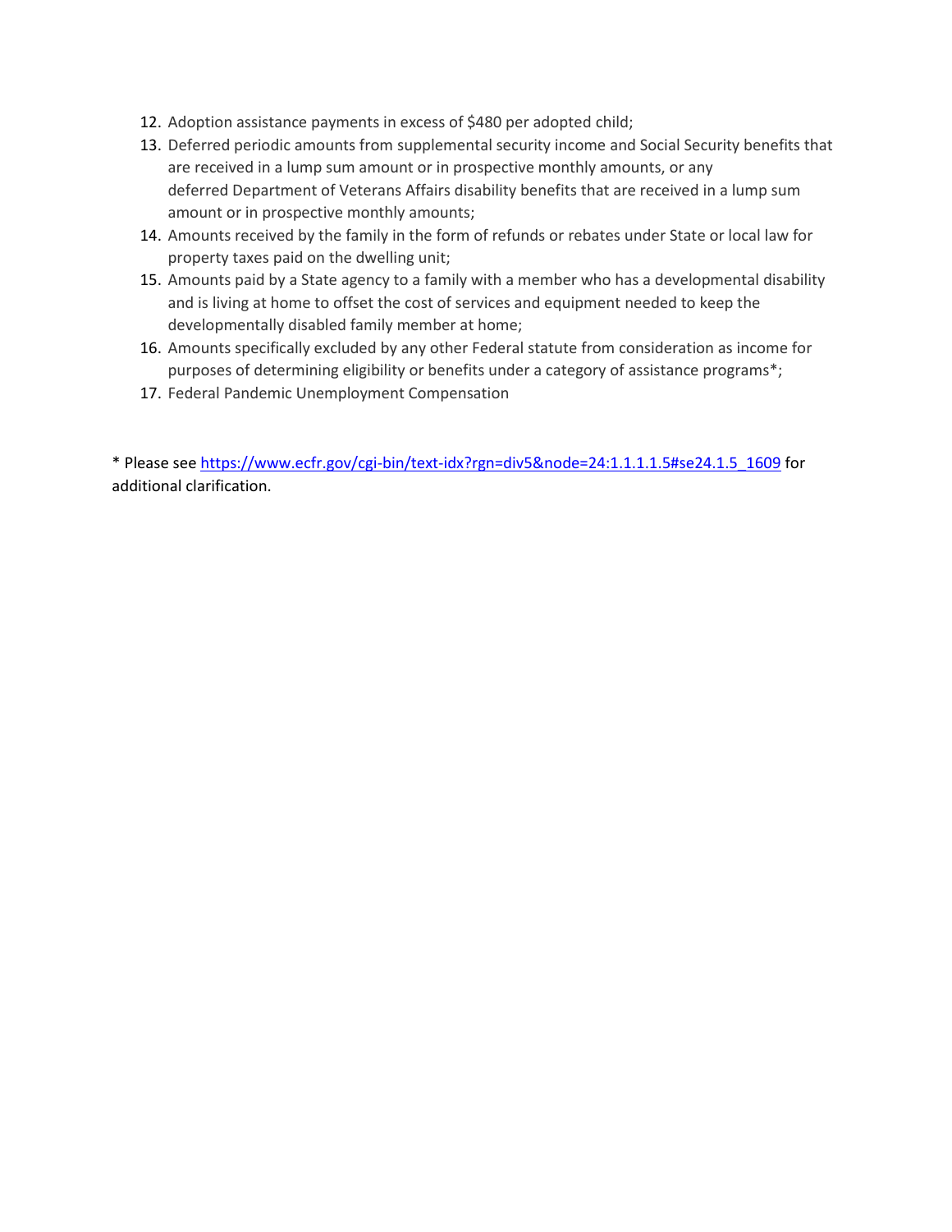12. Adoption assistance payments in excess of $480 per adopted child;
13. Deferred periodic amounts from supplemental security income and Social Security benefits that are received in a lump sum amount or in prospective monthly amounts, or any deferred Department of Veterans Affairs disability benefits that are received in a lump sum amount or in prospective monthly amounts;
14. Amounts received by the family in the form of refunds or rebates under State or local law for property taxes paid on the dwelling unit;
15. Amounts paid by a State agency to a family with a member who has a developmental disability and is living at home to offset the cost of services and equipment needed to keep the developmentally disabled family member at home;
16. Amounts specifically excluded by any other Federal statute from consideration as income for purposes of determining eligibility or benefits under a category of assistance programs*;
17. Federal Pandemic Unemployment Compensation

* Please see https://www.ecfr.gov/cgi-bin/text-idx?rgn=div5&node=24:1.1.1.1.5#se24.1.5_1609 for additional clarification.